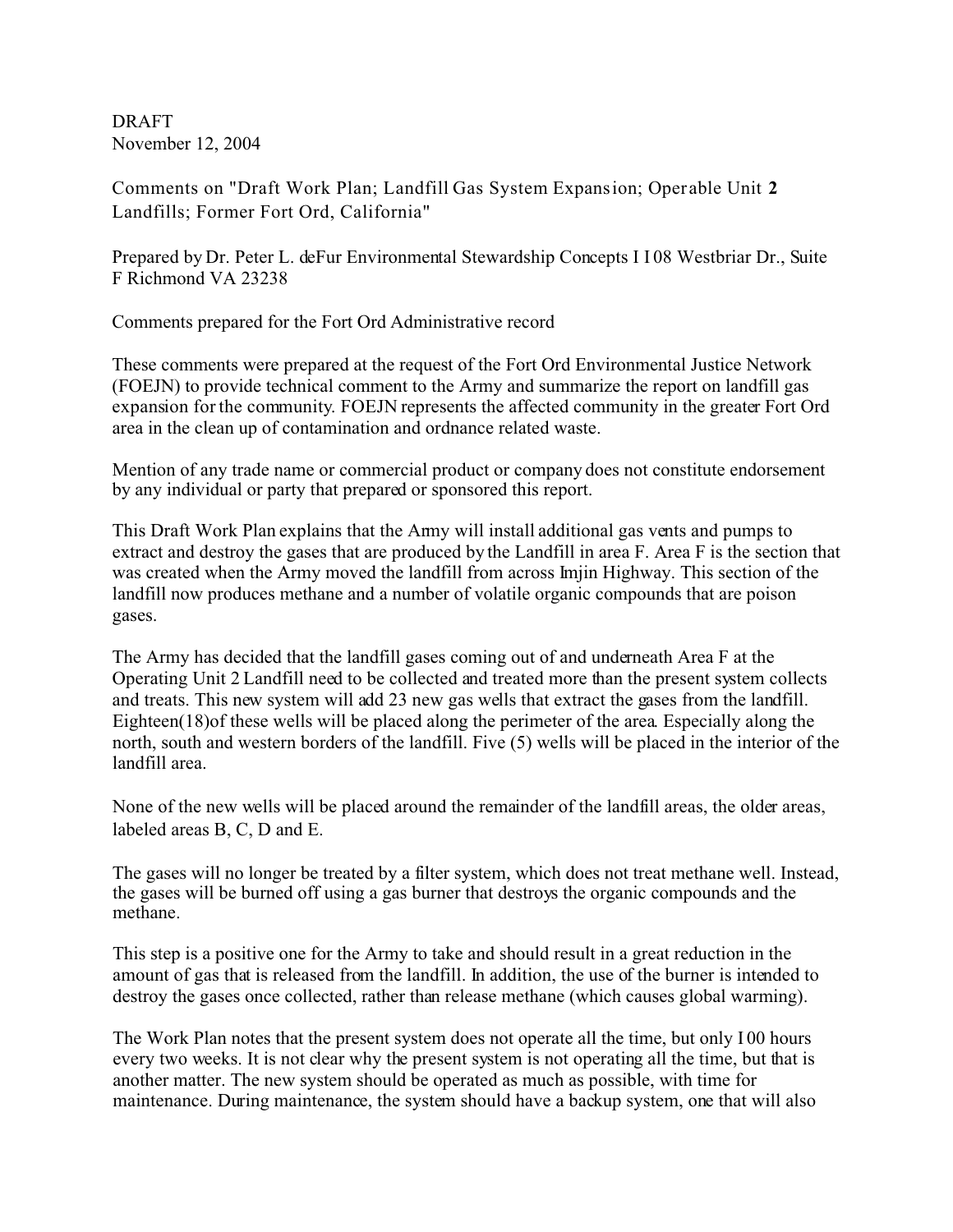DRAFT
November 12, 2004

Comments on "Draft Work Plan; Landfill Gas System Expansion; Operable Unit **2** Landfills; Former Fort Ord, California"

Prepared by Dr. Peter L. deFur Environmental Stewardship Concepts I I 08 Westbriar Dr., Suite F Richmond VA 23238

Comments prepared for the Fort Ord Administrative record

These comments were prepared at the request of the Fort Ord Environmental Justice Network (FOEJN) to provide technical comment to the Army and summarize the report on landfill gas expansion for the community. FOEJN represents the affected community in the greater Fort Ord area in the clean up of contamination and ordnance related waste.

Mention of any trade name or commercial product or company does not constitute endorsement by any individual or party that prepared or sponsored this report.

This Draft Work Plan explains that the Army will install additional gas vents and pumps to extract and destroy the gases that are produced by the Landfill in area F. Area F is the section that was created when the Army moved the landfill from across Imjin Highway. This section of the landfill now produces methane and a number of volatile organic compounds that are poison gases.

The Army has decided that the landfill gases coming out of and underneath Area F at the Operating Unit 2 Landfill need to be collected and treated more than the present system collects and treats. This new system will add 23 new gas wells that extract the gases from the landfill. Eighteen(18)of these wells will be placed along the perimeter of the area. Especially along the north, south and western borders of the landfill. Five (5) wells will be placed in the interior of the landfill area.

None of the new wells will be placed around the remainder of the landfill areas, the older areas, labeled areas B, C, D and E.

The gases will no longer be treated by a filter system, which does not treat methane well. Instead, the gases will be burned off using a gas burner that destroys the organic compounds and the methane.

This step is a positive one for the Army to take and should result in a great reduction in the amount of gas that is released from the landfill. In addition, the use of the burner is intended to destroy the gases once collected, rather than release methane (which causes global warming).

The Work Plan notes that the present system does not operate all the time, but only I 00 hours every two weeks. It is not clear why the present system is not operating all the time, but that is another matter. The new system should be operated as much as possible, with time for maintenance. During maintenance, the system should have a backup system, one that will also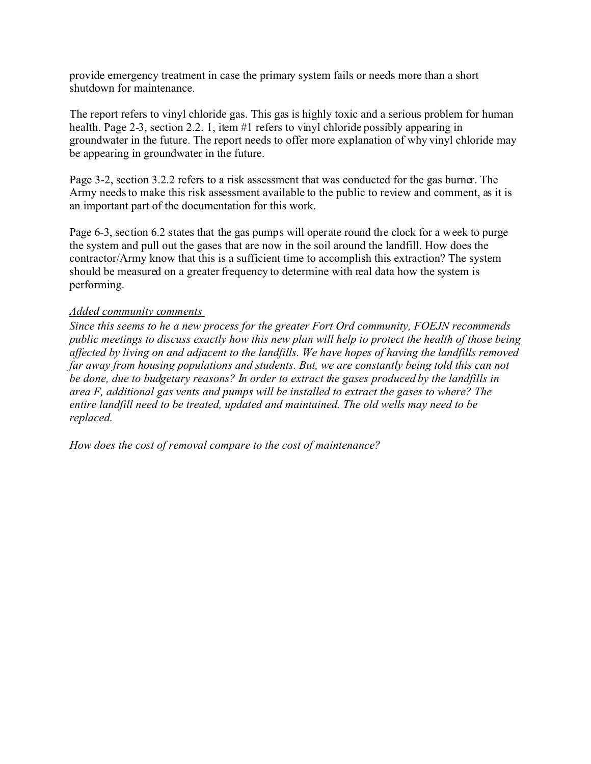provide emergency treatment in case the primary system fails or needs more than a short shutdown for maintenance.

The report refers to vinyl chloride gas. This gas is highly toxic and a serious problem for human health. Page 2-3, section 2.2. 1, item #1 refers to vinyl chloride possibly appearing in groundwater in the future. The report needs to offer more explanation of why vinyl chloride may be appearing in groundwater in the future.

Page 3-2, section 3.2.2 refers to a risk assessment that was conducted for the gas burner. The Army needs to make this risk assessment available to the public to review and comment, as it is an important part of the documentation for this work.

Page 6-3, section 6.2 states that the gas pumps will operate round the clock for a week to purge the system and pull out the gases that are now in the soil around the landfill. How does the contractor/Army know that this is a sufficient time to accomplish this extraction? The system should be measured on a greater frequency to determine with real data how the system is performing.

*Added community comments*

*Since this seems to he a new process for the greater Fort Ord community, FOEJN recommends public meetings to discuss exactly how this new plan will help to protect the health of those being affected by living on and adjacent to the landfills. We have hopes of having the landfills removed far away from housing populations and students. But, we are constantly being told this can not be done, due to budgetary reasons? In order to extract the gases produced by the landfills in area F, additional gas vents and pumps will be installed to extract the gases to where? The entire landfill need to be treated, updated and maintained. The old wells may need to be replaced.*

*How does the cost of removal compare to the cost of maintenance?*